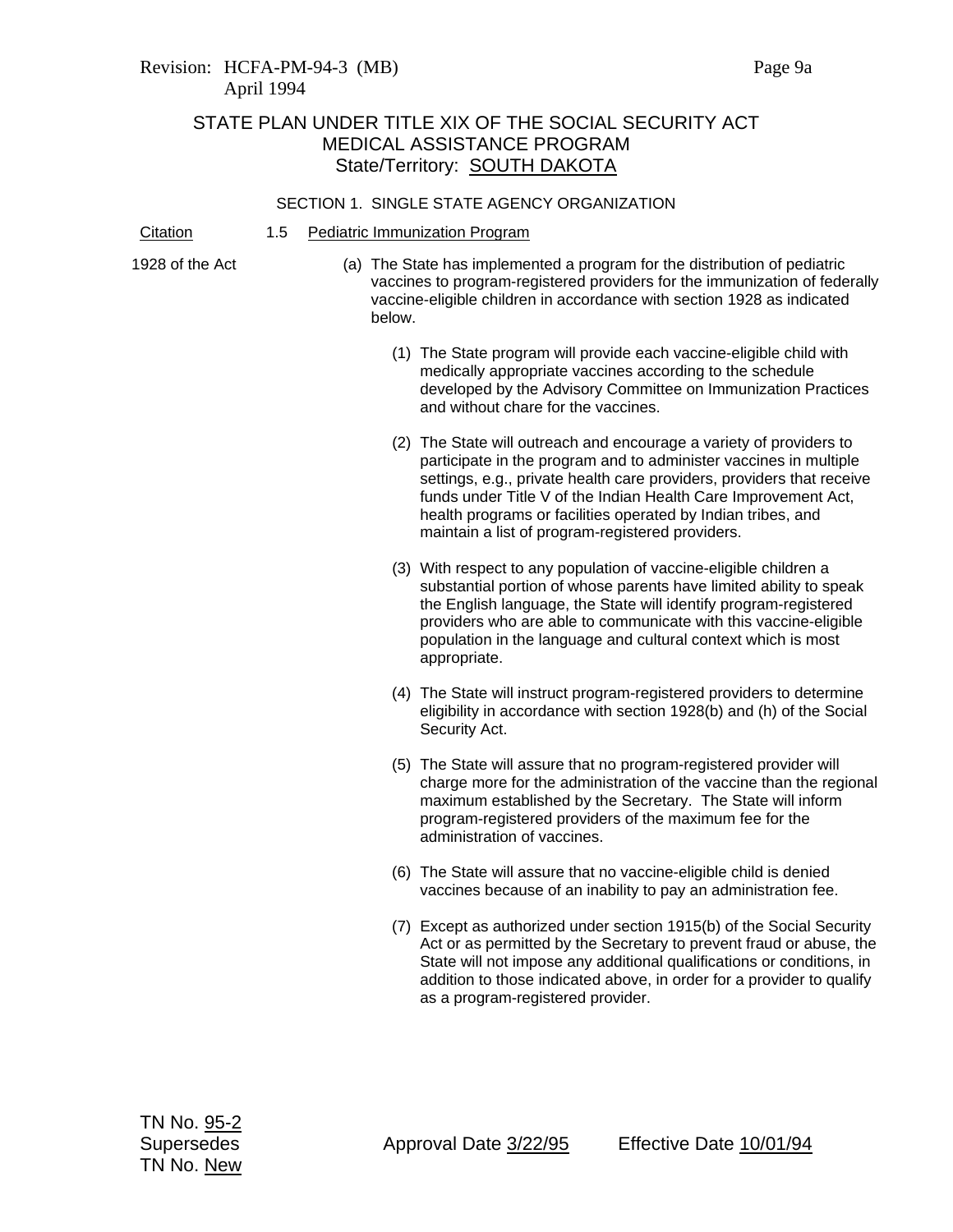Revision: HCFA-PM-94-3 (MB)
April 1994

STATE PLAN UNDER TITLE XIX OF THE SOCIAL SECURITY ACT
MEDICAL ASSISTANCE PROGRAM
State/Territory: SOUTH DAKOTA

SECTION 1. SINGLE STATE AGENCY ORGANIZATION

Citation — 1.5 Pediatric Immunization Program

1928 of the Act

(a) The State has implemented a program for the distribution of pediatric vaccines to program-registered providers for the immunization of federally vaccine-eligible children in accordance with section 1928 as indicated below.

(1) The State program will provide each vaccine-eligible child with medically appropriate vaccines according to the schedule developed by the Advisory Committee on Immunization Practices and without chare for the vaccines.

(2) The State will outreach and encourage a variety of providers to participate in the program and to administer vaccines in multiple settings, e.g., private health care providers, providers that receive funds under Title V of the Indian Health Care Improvement Act, health programs or facilities operated by Indian tribes, and maintain a list of program-registered providers.

(3) With respect to any population of vaccine-eligible children a substantial portion of whose parents have limited ability to speak the English language, the State will identify program-registered providers who are able to communicate with this vaccine-eligible population in the language and cultural context which is most appropriate.

(4) The State will instruct program-registered providers to determine eligibility in accordance with section 1928(b) and (h) of the Social Security Act.

(5) The State will assure that no program-registered provider will charge more for the administration of the vaccine than the regional maximum established by the Secretary. The State will inform program-registered providers of the maximum fee for the administration of vaccines.

(6) The State will assure that no vaccine-eligible child is denied vaccines because of an inability to pay an administration fee.

(7) Except as authorized under section 1915(b) of the Social Security Act or as permitted by the Secretary to prevent fraud or abuse, the State will not impose any additional qualifications or conditions, in addition to those indicated above, in order for a provider to qualify as a program-registered provider.

TN No. 95-2
Supersedes
TN No. New

Approval Date 3/22/95 Effective Date 10/01/94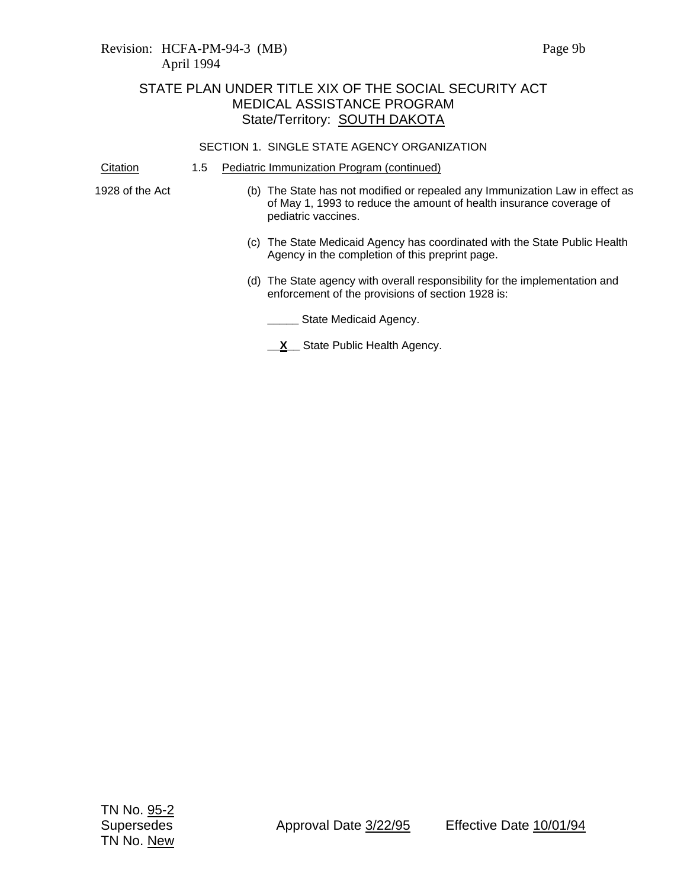Revision: HCFA-PM-94-3 (MB)
April 1994

## STATE PLAN UNDER TITLE XIX OF THE SOCIAL SECURITY ACT
## MEDICAL ASSISTANCE PROGRAM
## State/Territory: SOUTH DAKOTA

SECTION 1. SINGLE STATE AGENCY ORGANIZATION

| Citation | 1.5 Pediatric Immunization Program (continued) |
|---|---|
| 1928 of the Act | (b) The State has not modified or repealed any Immunization Law in effect as of May 1, 1993 to reduce the amount of health insurance coverage of pediatric vaccines. |
| | (c) The State Medicaid Agency has coordinated with the State Public Health Agency in the completion of this preprint page. |
| | (d) The State agency with overall responsibility for the implementation and enforcement of the provisions of section 1928 is: |

_____ State Medicaid Agency.

__**X**__ State Public Health Agency.

TN No. 95-2
Supersedes
TN No. New

Approval Date 3/22/95 Effective Date 10/01/94